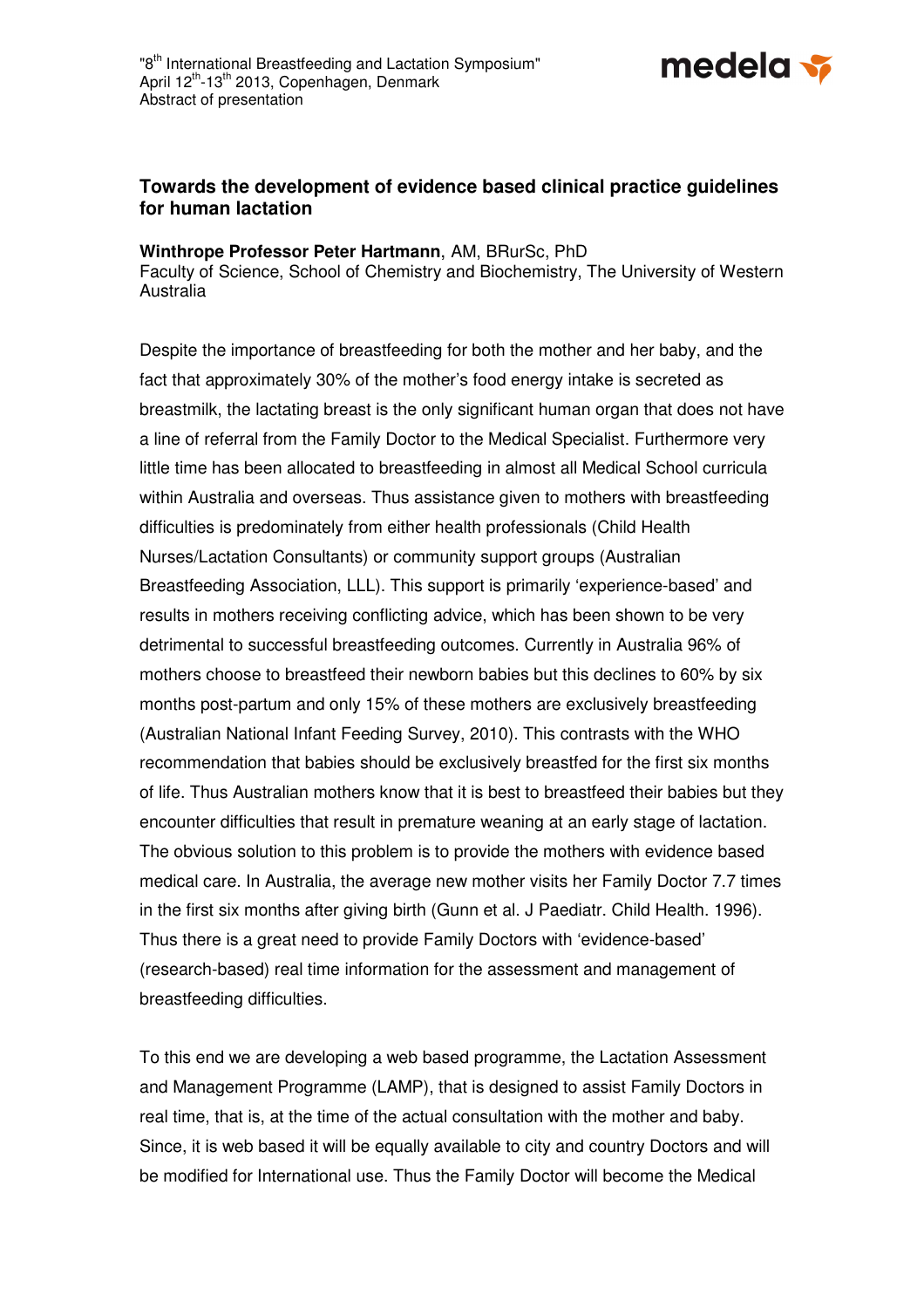"8th International Breastfeeding and Lactation Symposium"
April 12th-13th 2013, Copenhagen, Denmark
Abstract of presentation

## Towards the development of evidence based clinical practice guidelines for human lactation

**Winthrope Professor Peter Hartmann**, AM, BRurSc, PhD
Faculty of Science, School of Chemistry and Biochemistry, The University of Western Australia

Despite the importance of breastfeeding for both the mother and her baby, and the fact that approximately 30% of the mother's food energy intake is secreted as breastmilk, the lactating breast is the only significant human organ that does not have a line of referral from the Family Doctor to the Medical Specialist. Furthermore very little time has been allocated to breastfeeding in almost all Medical School curricula within Australia and overseas. Thus assistance given to mothers with breastfeeding difficulties is predominately from either health professionals (Child Health Nurses/Lactation Consultants) or community support groups (Australian Breastfeeding Association, LLL). This support is primarily 'experience-based' and results in mothers receiving conflicting advice, which has been shown to be very detrimental to successful breastfeeding outcomes. Currently in Australia 96% of mothers choose to breastfeed their newborn babies but this declines to 60% by six months post-partum and only 15% of these mothers are exclusively breastfeeding (Australian National Infant Feeding Survey, 2010). This contrasts with the WHO recommendation that babies should be exclusively breastfed for the first six months of life. Thus Australian mothers know that it is best to breastfeed their babies but they encounter difficulties that result in premature weaning at an early stage of lactation. The obvious solution to this problem is to provide the mothers with evidence based medical care. In Australia, the average new mother visits her Family Doctor 7.7 times in the first six months after giving birth (Gunn et al. J Paediatr. Child Health. 1996). Thus there is a great need to provide Family Doctors with 'evidence-based' (research-based) real time information for the assessment and management of breastfeeding difficulties.

To this end we are developing a web based programme, the Lactation Assessment and Management Programme (LAMP), that is designed to assist Family Doctors in real time, that is, at the time of the actual consultation with the mother and baby. Since, it is web based it will be equally available to city and country Doctors and will be modified for International use. Thus the Family Doctor will become the Medical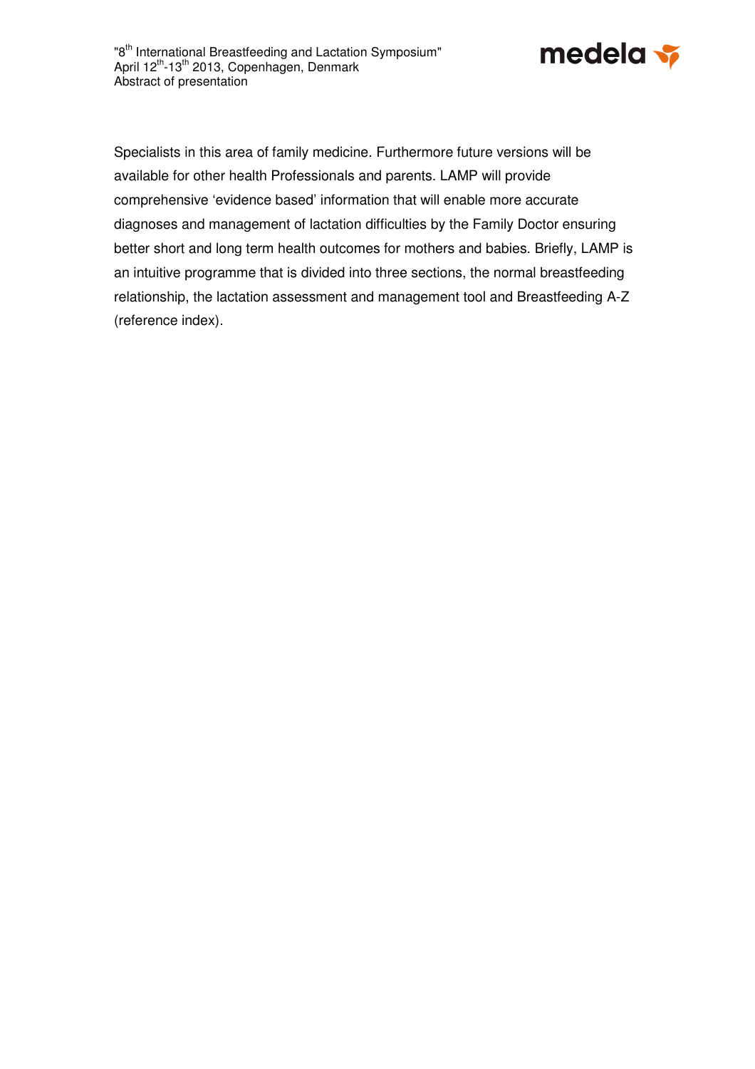Specialists in this area of family medicine. Furthermore future versions will be available for other health Professionals and parents. LAMP will provide comprehensive 'evidence based' information that will enable more accurate diagnoses and management of lactation difficulties by the Family Doctor ensuring better short and long term health outcomes for mothers and babies. Briefly, LAMP is an intuitive programme that is divided into three sections, the normal breastfeeding relationship, the lactation assessment and management tool and Breastfeeding A-Z (reference index).